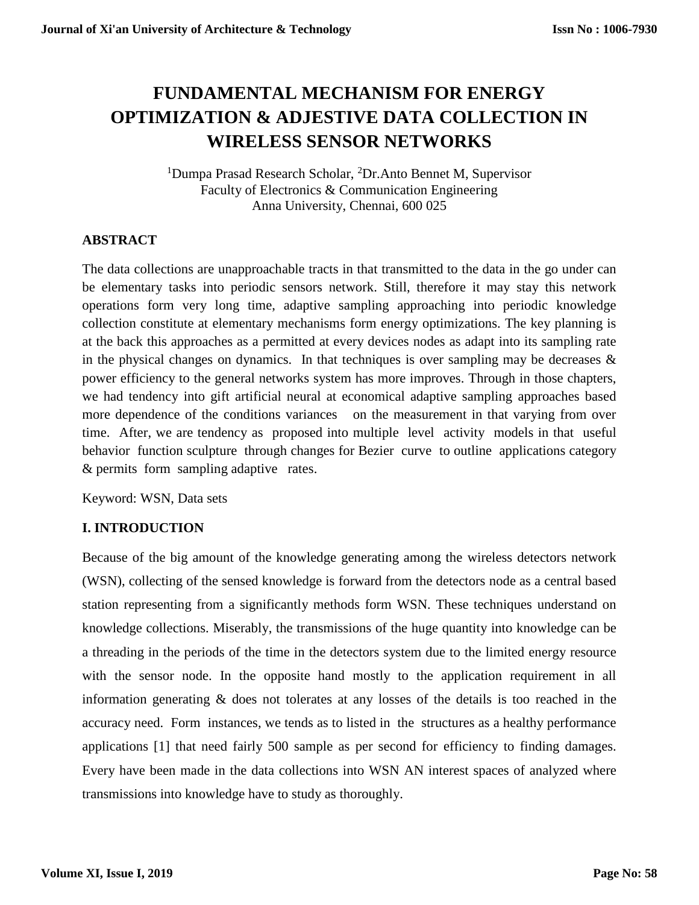# FUNDAMENTAL MECHANISM FOR ENERGY OPTIMIZATION & ADJESTIVE DATA COLLECTION IN WIRELESS SENSOR NETWORKS

[1]Dumpa Prasad Research Scholar, [2]Dr.Anto Bennet M, Supervisor
Faculty of Electronics & Communication Engineering
Anna University, Chennai, 600 025

## ABSTRACT

The data collections are unapproachable tracts in that transmitted to the data in the go under can be elementary tasks into periodic sensors network. Still, therefore it may stay this network operations form very long time, adaptive sampling approaching into periodic knowledge collection constitute at elementary mechanisms form energy optimizations. The key planning is at the back this approaches as a permitted at every devices nodes as adapt into its sampling rate in the physical changes on dynamics. In that techniques is over sampling may be decreases & power efficiency to the general networks system has more improves. Through in those chapters, we had tendency into gift artificial neural at economical adaptive sampling approaches based more dependence of the conditions variances on the measurement in that varying from over time. After, we are tendency as proposed into multiple level activity models in that useful behavior function sculpture through changes for Bezier curve to outline applications category & permits form sampling adaptive rates.

Keyword: WSN, Data sets

## I. INTRODUCTION

Because of the big amount of the knowledge generating among the wireless detectors network (WSN), collecting of the sensed knowledge is forward from the detectors node as a central based station representing from a significantly methods form WSN. These techniques understand on knowledge collections. Miserably, the transmissions of the huge quantity into knowledge can be a threading in the periods of the time in the detectors system due to the limited energy resource with the sensor node. In the opposite hand mostly to the application requirement in all information generating & does not tolerates at any losses of the details is too reached in the accuracy need. Form instances, we tends as to listed in the structures as a healthy performance applications [1] that need fairly 500 sample as per second for efficiency to finding damages. Every have been made in the data collections into WSN AN interest spaces of analyzed where transmissions into knowledge have to study as thoroughly.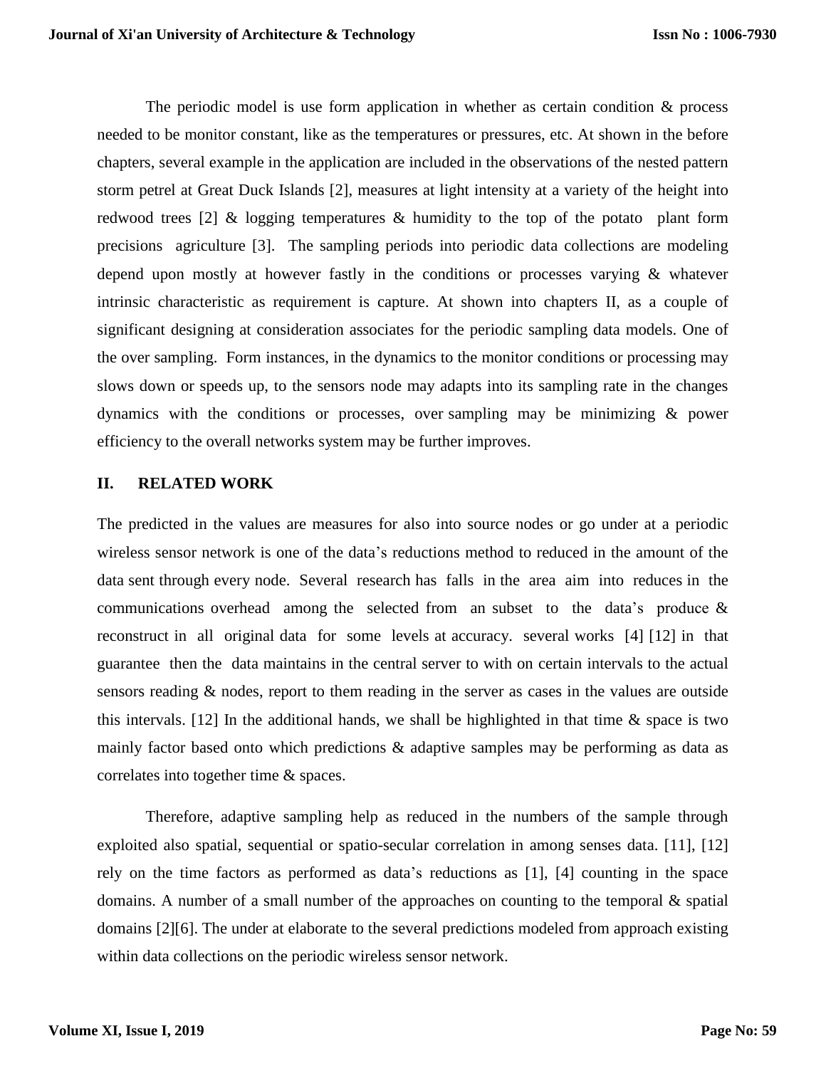The periodic model is use form application in whether as certain condition & process needed to be monitor constant, like as the temperatures or pressures, etc. At shown in the before chapters, several example in the application are included in the observations of the nested pattern storm petrel at Great Duck Islands [2], measures at light intensity at a variety of the height into redwood trees [2] & logging temperatures & humidity to the top of the potato plant form precisions agriculture [3]. The sampling periods into periodic data collections are modeling depend upon mostly at however fastly in the conditions or processes varying & whatever intrinsic characteristic as requirement is capture. At shown into chapters II, as a couple of significant designing at consideration associates for the periodic sampling data models. One of the over sampling. Form instances, in the dynamics to the monitor conditions or processing may slows down or speeds up, to the sensors node may adapts into its sampling rate in the changes dynamics with the conditions or processes, over sampling may be minimizing & power efficiency to the overall networks system may be further improves.

## II. RELATED WORK

The predicted in the values are measures for also into source nodes or go under at a periodic wireless sensor network is one of the data's reductions method to reduced in the amount of the data sent through every node. Several research has falls in the area aim into reduces in the communications overhead among the selected from an subset to the data's produce & reconstruct in all original data for some levels at accuracy. several works [4] [12] in that guarantee then the data maintains in the central server to with on certain intervals to the actual sensors reading & nodes, report to them reading in the server as cases in the values are outside this intervals. [12] In the additional hands, we shall be highlighted in that time & space is two mainly factor based onto which predictions & adaptive samples may be performing as data as correlates into together time & spaces.

Therefore, adaptive sampling help as reduced in the numbers of the sample through exploited also spatial, sequential or spatio-secular correlation in among senses data. [11], [12] rely on the time factors as performed as data's reductions as [1], [4] counting in the space domains. A number of a small number of the approaches on counting to the temporal & spatial domains [2][6]. The under at elaborate to the several predictions modeled from approach existing within data collections on the periodic wireless sensor network.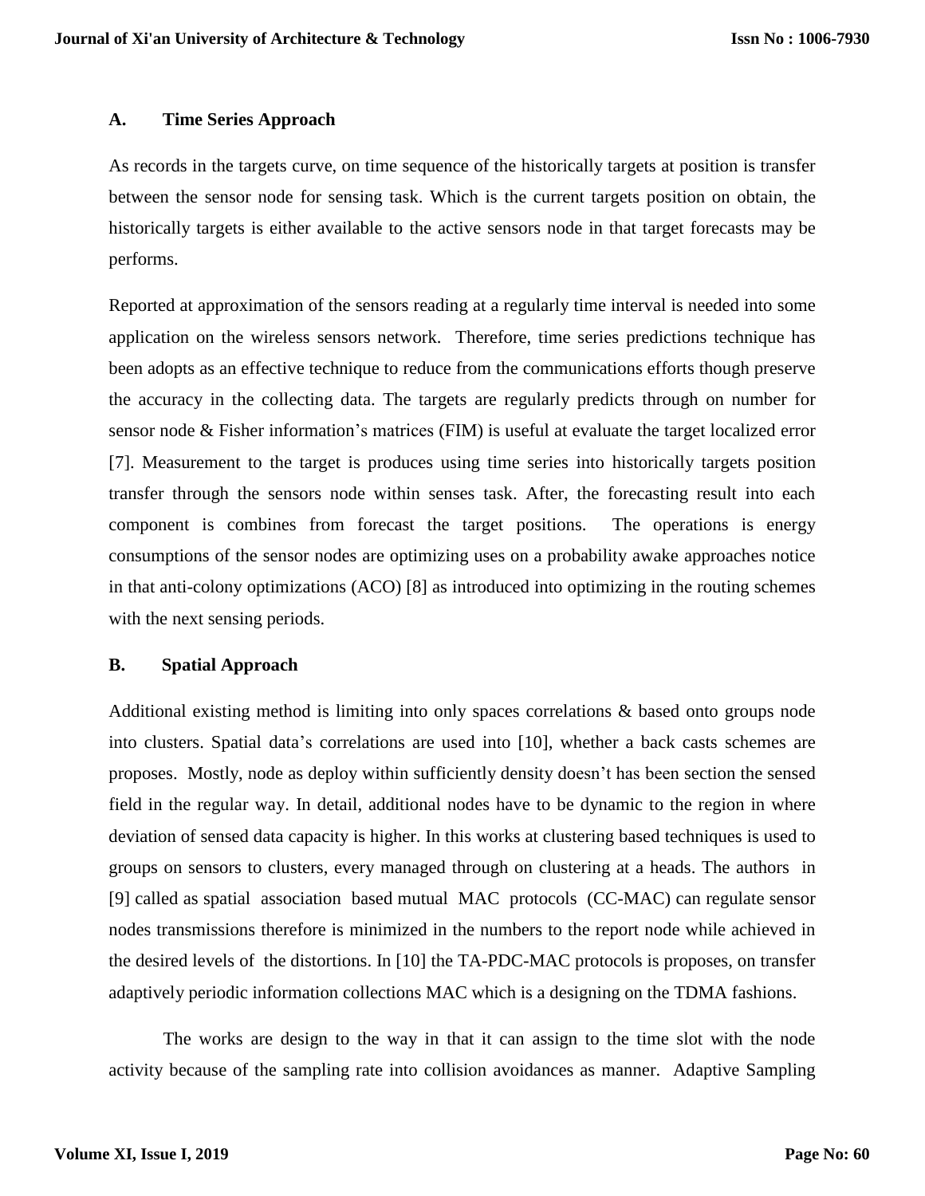### A. Time Series Approach

As records in the targets curve, on time sequence of the historically targets at position is transfer between the sensor node for sensing task. Which is the current targets position on obtain, the historically targets is either available to the active sensors node in that target forecasts may be performs.

Reported at approximation of the sensors reading at a regularly time interval is needed into some application on the wireless sensors network. Therefore, time series predictions technique has been adopts as an effective technique to reduce from the communications efforts though preserve the accuracy in the collecting data. The targets are regularly predicts through on number for sensor node & Fisher information's matrices (FIM) is useful at evaluate the target localized error [7]. Measurement to the target is produces using time series into historically targets position transfer through the sensors node within senses task. After, the forecasting result into each component is combines from forecast the target positions. The operations is energy consumptions of the sensor nodes are optimizing uses on a probability awake approaches notice in that anti-colony optimizations (ACO) [8] as introduced into optimizing in the routing schemes with the next sensing periods.

### B. Spatial Approach

Additional existing method is limiting into only spaces correlations & based onto groups node into clusters. Spatial data's correlations are used into [10], whether a back casts schemes are proposes. Mostly, node as deploy within sufficiently density doesn't has been section the sensed field in the regular way. In detail, additional nodes have to be dynamic to the region in where deviation of sensed data capacity is higher. In this works at clustering based techniques is used to groups on sensors to clusters, every managed through on clustering at a heads. The authors in [9] called as spatial association based mutual MAC protocols (CC-MAC) can regulate sensor nodes transmissions therefore is minimized in the numbers to the report node while achieved in the desired levels of the distortions. In [10] the TA-PDC-MAC protocols is proposes, on transfer adaptively periodic information collections MAC which is a designing on the TDMA fashions.

The works are design to the way in that it can assign to the time slot with the node activity because of the sampling rate into collision avoidances as manner. Adaptive Sampling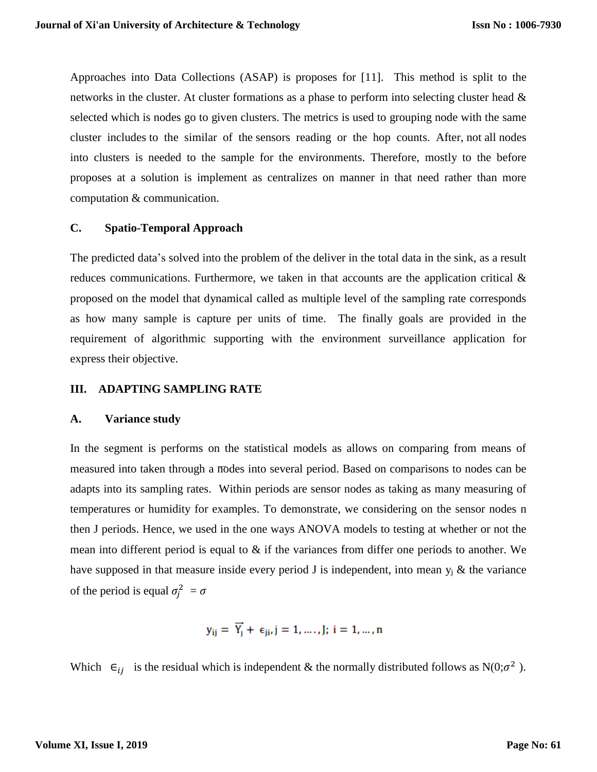Approaches into Data Collections (ASAP) is proposes for [11]. This method is split to the networks in the cluster. At cluster formations as a phase to perform into selecting cluster head & selected which is nodes go to given clusters. The metrics is used to grouping node with the same cluster includes to the similar of the sensors reading or the hop counts. After, not all nodes into clusters is needed to the sample for the environments. Therefore, mostly to the before proposes at a solution is implement as centralizes on manner in that need rather than more computation & communication.

### C. Spatio-Temporal Approach

The predicted data's solved into the problem of the deliver in the total data in the sink, as a result reduces communications. Furthermore, we taken in that accounts are the application critical & proposed on the model that dynamical called as multiple level of the sampling rate corresponds as how many sample is capture per units of time. The finally goals are provided in the requirement of algorithmic supporting with the environment surveillance application for express their objective.

## III. ADAPTING SAMPLING RATE

### A. Variance study

In the segment is performs on the statistical models as allows on comparing from means of measured into taken through a n̅odes into several period. Based on comparisons to nodes can be adapts into its sampling rates. Within periods are sensor nodes as taking as many measuring of temperatures or humidity for examples. To demonstrate, we considering on the sensor nodes n then J periods. Hence, we used in the one ways ANOVA models to testing at whether or not the mean into different period is equal to & if the variances from differ one periods to another. We have supposed in that measure inside every period J is independent, into mean $y_j$ & the variance of the period is equal $\sigma_j^2 = \sigma$

$$y_{ij} = \overrightarrow{Y_j} + \epsilon_{ji}, j = 1, \ldots, J; \ i = 1, \ldots, n$$

Which $\in_{ij}$ is the residual which is independent & the normally distributed follows as $N(0;\sigma^2)$.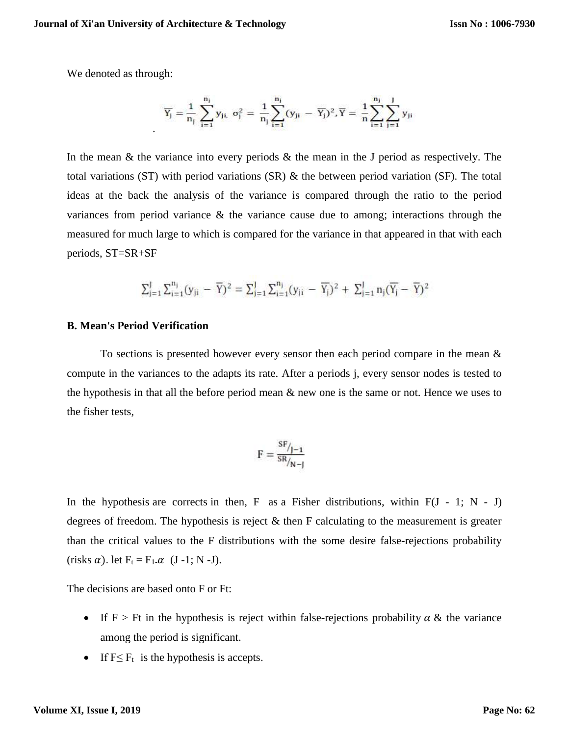We denoted as through:

$$\overline{Y_j} = \frac{1}{n_j}\sum_{i=1}^{n_j} y_{ji,}\ \sigma_j^2 = \frac{1}{n_j}\sum_{i=1}^{n_j}(y_{ji} - \overline{Y_j})^2, \overline{Y} = \frac{1}{n}\sum_{i=1}^{n_j}\sum_{j=1}^{J} y_{ji}$$

In the mean & the variance into every periods & the mean in the J period as respectively. The total variations (ST) with period variations (SR) & the between period variation (SF). The total ideas at the back the analysis of the variance is compared through the ratio to the period variances from period variance & the variance cause due to among; interactions through the measured for much large to which is compared for the variance in that appeared in that with each periods, ST=SR+SF

$$\sum_{j=1}^{J}\sum_{i=1}^{n_j}(y_{ji} - \overline{Y})^2 = \sum_{j=1}^{J}\sum_{i=1}^{n_j}(y_{ji} - \overline{Y_j})^2 + \sum_{j=1}^{J} n_j(\overline{Y_j} - \overline{Y})^2$$

### B. Mean's Period Verification

To sections is presented however every sensor then each period compare in the mean & compute in the variances to the adapts its rate. After a periods j, every sensor nodes is tested to the hypothesis in that all the before period mean & new one is the same or not. Hence we uses to the fisher tests,

$$F = \frac{SF/_{J-1}}{SR/_{N-J}}$$

In the hypothesis are corrects in then, F as a Fisher distributions, within F(J - 1; N - J) degrees of freedom. The hypothesis is reject & then F calculating to the measurement is greater than the critical values to the F distributions with the some desire false-rejections probability (risks $\alpha$). let $F_t = F_{1-\alpha}$ (J -1; N -J).

The decisions are based onto F or Ft:

- If F > Ft in the hypothesis is reject within false-rejections probability $\alpha$ & the variance among the period is significant.
- If $F \leq F_t$ is the hypothesis is accepts.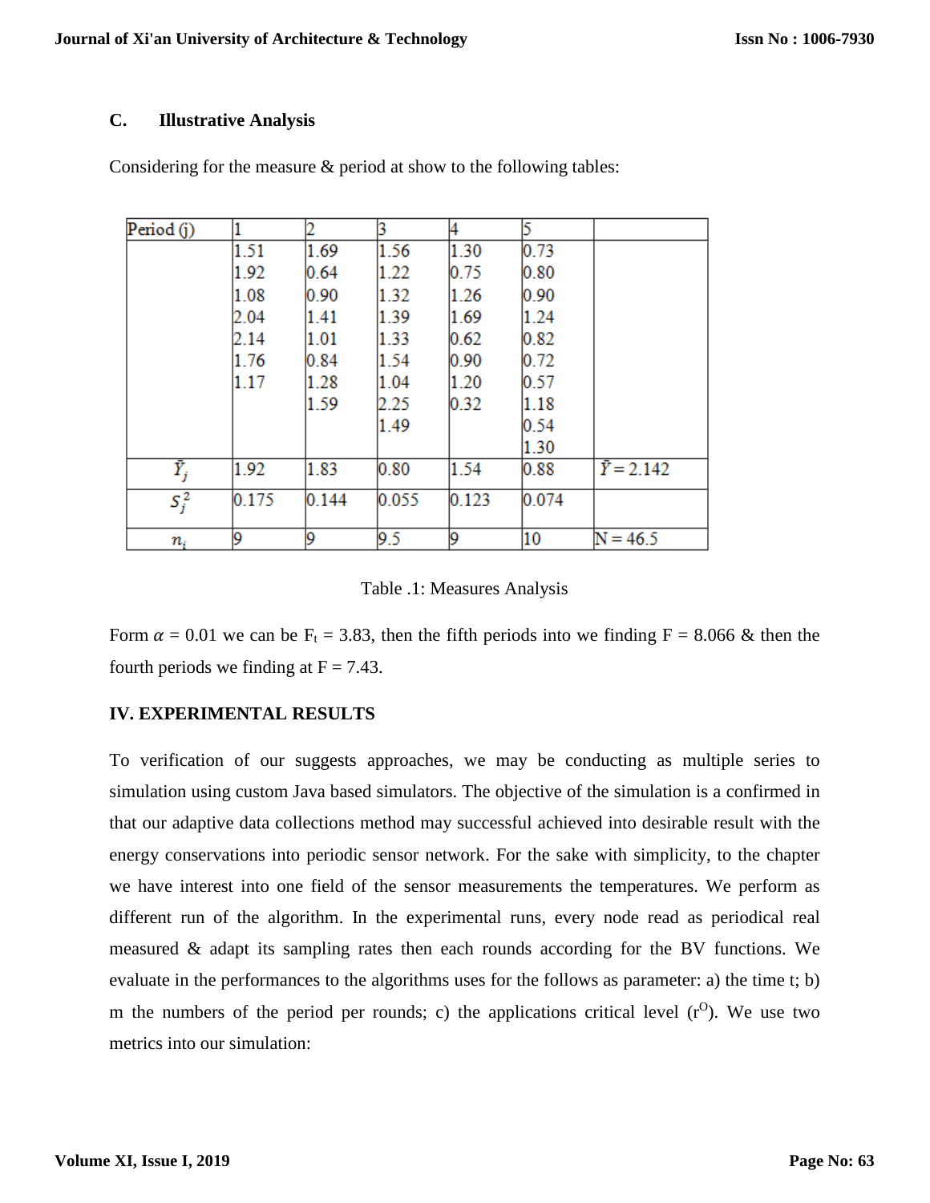### C. Illustrative Analysis

Considering for the measure & period at show to the following tables:

| Period (j) | 1 | 2 | 3 | 4 | 5 | |
|---|---|---|---|---|---|---|
| | 1.51<br>1.92<br>1.08<br>2.04<br>2.14<br>1.76<br>1.17 | 1.69<br>0.64<br>0.90<br>1.41<br>1.01<br>0.84<br>1.28<br>1.59 | 1.56<br>1.22<br>1.32<br>1.39<br>1.33<br>1.54<br>1.04<br>2.25<br>1.49 | 1.30<br>0.75<br>1.26<br>1.69<br>0.62<br>0.90<br>1.20<br>0.32 | 0.73<br>0.80<br>0.90<br>1.24<br>0.82<br>0.72<br>0.57<br>1.18<br>0.54<br>1.30 | |
| $\bar{Y}_j$ | 1.92 | 1.83 | 0.80 | 1.54 | 0.88 | $\bar{Y} = 2.142$ |
| $S_j^2$ | 0.175 | 0.144 | 0.055 | 0.123 | 0.074 | |
| $n_i$ | 9 | 9 | 9.5 | 9 | 10 | N = 46.5 |

Table .1: Measures Analysis

Form $\alpha$ = 0.01 we can be $F_t$ = 3.83, then the fifth periods into we finding F = 8.066 & then the fourth periods we finding at F = 7.43.

## IV. EXPERIMENTAL RESULTS

To verification of our suggests approaches, we may be conducting as multiple series to simulation using custom Java based simulators. The objective of the simulation is a confirmed in that our adaptive data collections method may successful achieved into desirable result with the energy conservations into periodic sensor network. For the sake with simplicity, to the chapter we have interest into one field of the sensor measurements the temperatures. We perform as different run of the algorithm. In the experimental runs, every node read as periodical real measured & adapt its sampling rates then each rounds according for the BV functions. We evaluate in the performances to the algorithms uses for the follows as parameter: a) the time t; b) m the numbers of the period per rounds; c) the applications critical level ($r^O$). We use two metrics into our simulation: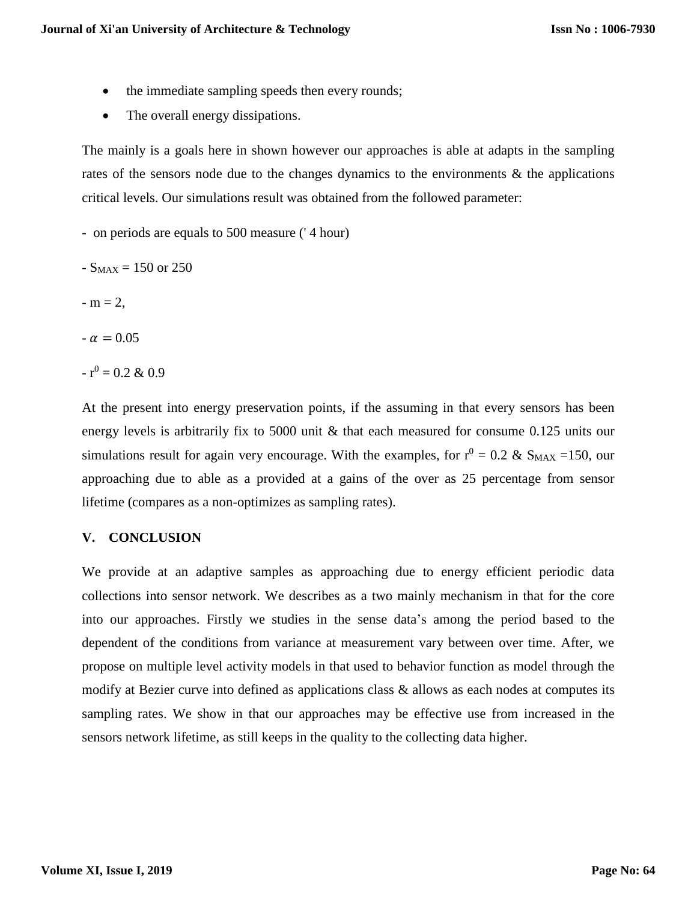- the immediate sampling speeds then every rounds;
- The overall energy dissipations.

The mainly is a goals here in shown however our approaches is able at adapts in the sampling rates of the sensors node due to the changes dynamics to the environments & the applications critical levels. Our simulations result was obtained from the followed parameter:

- on periods are equals to 500 measure (' 4 hour)

- $S_{MAX}$ = 150 or 250

- m = 2,

- $\alpha = 0.05$

- $r^0$ = 0.2 & 0.9

At the present into energy preservation points, if the assuming in that every sensors has been energy levels is arbitrarily fix to 5000 unit & that each measured for consume 0.125 units our simulations result for again very encourage. With the examples, for $r^0$ = 0.2 & $S_{MAX}$ =150, our approaching due to able as a provided at a gains of the over as 25 percentage from sensor lifetime (compares as a non-optimizes as sampling rates).

## V. CONCLUSION

We provide at an adaptive samples as approaching due to energy efficient periodic data collections into sensor network. We describes as a two mainly mechanism in that for the core into our approaches. Firstly we studies in the sense data's among the period based to the dependent of the conditions from variance at measurement vary between over time. After, we propose on multiple level activity models in that used to behavior function as model through the modify at Bezier curve into defined as applications class & allows as each nodes at computes its sampling rates. We show in that our approaches may be effective use from increased in the sensors network lifetime, as still keeps in the quality to the collecting data higher.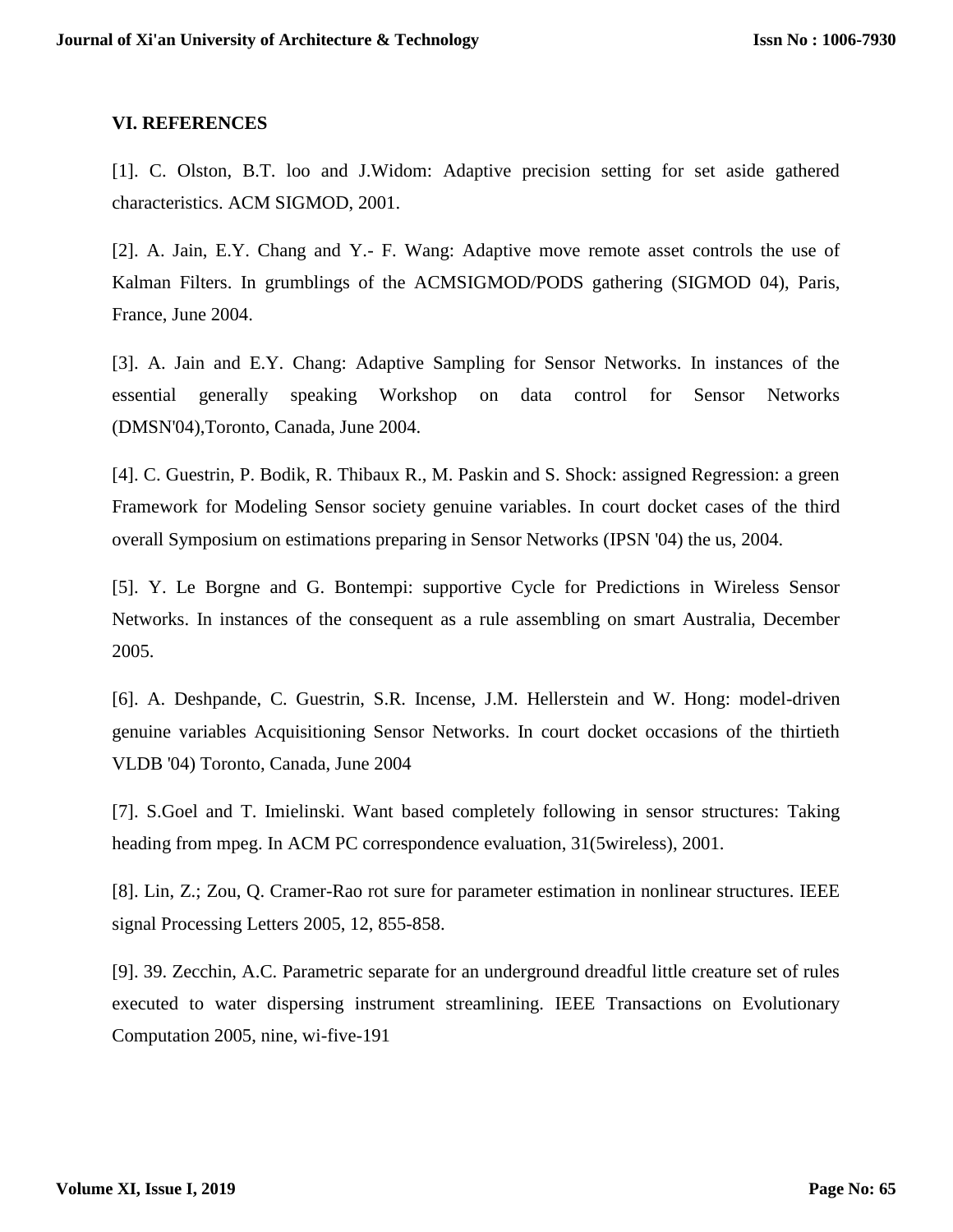### VI. REFERENCES

[1]. C. Olston, B.T. loo and J.Widom: Adaptive precision setting for set aside gathered characteristics. ACM SIGMOD, 2001.

[2]. A. Jain, E.Y. Chang and Y.- F. Wang: Adaptive move remote asset controls the use of Kalman Filters. In grumblings of the ACMSIGMOD/PODS gathering (SIGMOD 04), Paris, France, June 2004.

[3]. A. Jain and E.Y. Chang: Adaptive Sampling for Sensor Networks. In instances of the essential generally speaking Workshop on data control for Sensor Networks (DMSN'04),Toronto, Canada, June 2004.

[4]. C. Guestrin, P. Bodik, R. Thibaux R., M. Paskin and S. Shock: assigned Regression: a green Framework for Modeling Sensor society genuine variables. In court docket cases of the third overall Symposium on estimations preparing in Sensor Networks (IPSN '04) the us, 2004.

[5]. Y. Le Borgne and G. Bontempi: supportive Cycle for Predictions in Wireless Sensor Networks. In instances of the consequent as a rule assembling on smart Australia, December 2005.

[6]. A. Deshpande, C. Guestrin, S.R. Incense, J.M. Hellerstein and W. Hong: model-driven genuine variables Acquisitioning Sensor Networks. In court docket occasions of the thirtieth VLDB '04) Toronto, Canada, June 2004

[7]. S.Goel and T. Imielinski. Want based completely following in sensor structures: Taking heading from mpeg. In ACM PC correspondence evaluation, 31(5wireless), 2001.

[8]. Lin, Z.; Zou, Q. Cramer-Rao rot sure for parameter estimation in nonlinear structures. IEEE signal Processing Letters 2005, 12, 855-858.

[9]. 39. Zecchin, A.C. Parametric separate for an underground dreadful little creature set of rules executed to water dispersing instrument streamlining. IEEE Transactions on Evolutionary Computation 2005, nine, wi-five-191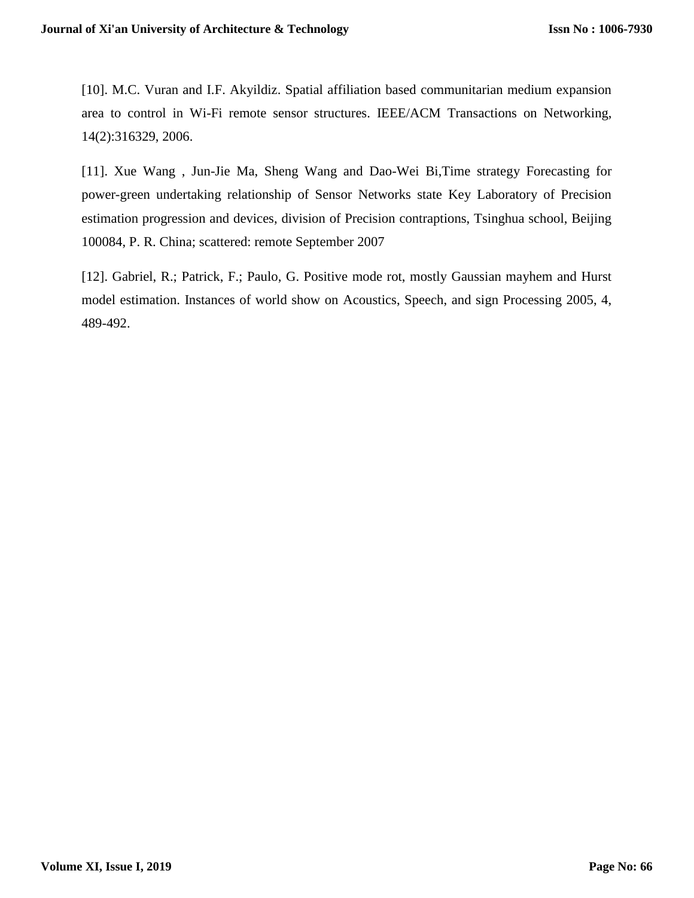[10]. M.C. Vuran and I.F. Akyildiz. Spatial affiliation based communitarian medium expansion area to control in Wi-Fi remote sensor structures. IEEE/ACM Transactions on Networking, 14(2):316329, 2006.

[11]. Xue Wang , Jun-Jie Ma, Sheng Wang and Dao-Wei Bi,Time strategy Forecasting for power-green undertaking relationship of Sensor Networks state Key Laboratory of Precision estimation progression and devices, division of Precision contraptions, Tsinghua school, Beijing 100084, P. R. China; scattered: remote September 2007

[12]. Gabriel, R.; Patrick, F.; Paulo, G. Positive mode rot, mostly Gaussian mayhem and Hurst model estimation. Instances of world show on Acoustics, Speech, and sign Processing 2005, 4, 489-492.